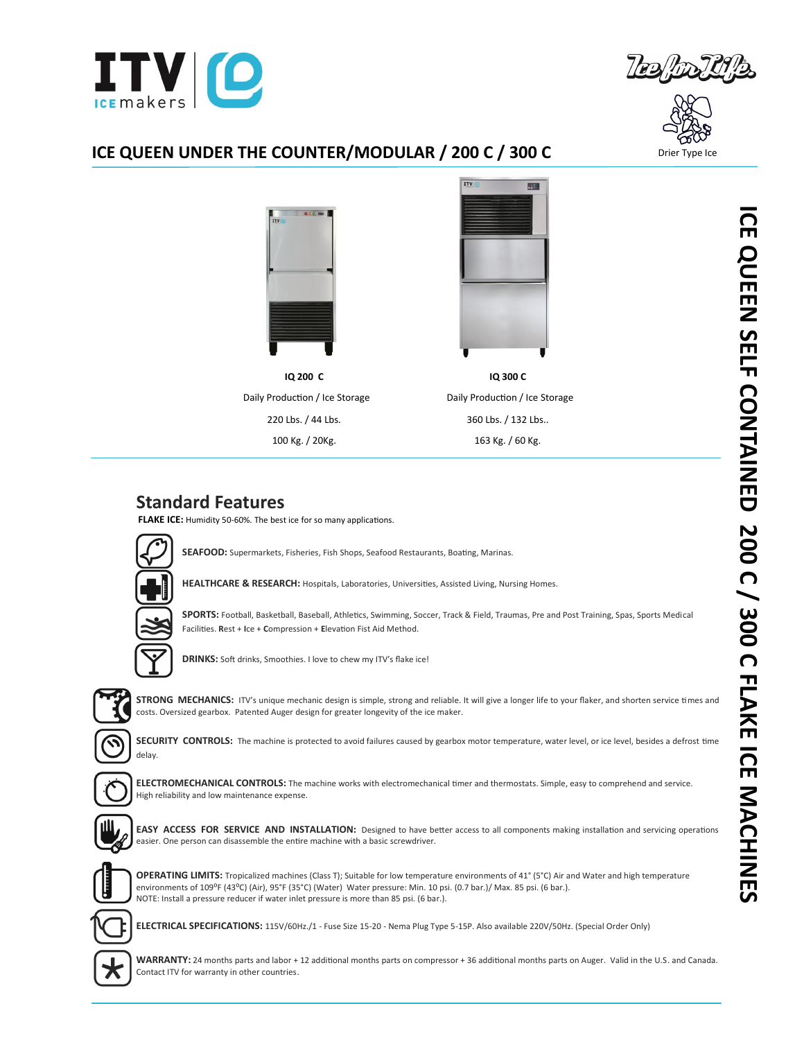# ICE QUEEN UNDER THE COUNTER/MODULAR / 200 C / 300 C

Drier Type Ice

ICE QUEEN SELF CONTAINED 200 C / 300 C FLAKE ICE MACHINES

| IQ 200 C | IQ 300 C |
|---|---|
| Daily Production / Ice Storage | Daily Production / Ice Storage |
| 220 Lbs. / 44 Lbs. | 360 Lbs. / 132 Lbs.. |
| 100 Kg. / 20Kg. | 163 Kg. / 60 Kg. |

## Standard Features

**FLAKE ICE:** Humidity 50-60%. The best ice for so many applications.

**SEAFOOD:** Supermarkets, Fisheries, Fish Shops, Seafood Restaurants, Boating, Marinas.

**HEALTHCARE & RESEARCH:** Hospitals, Laboratories, Universities, Assisted Living, Nursing Homes.

**SPORTS:** Football, Basketball, Baseball, Athletics, Swimming, Soccer, Track & Field, Traumas, Pre and Post Training, Spas, Sports Medical Facilities. **R**est + **I**ce + **C**ompression + **E**levation Fist Aid Method.

**DRINKS:** Soft drinks, Smoothies. I love to chew my ITV's flake ice!

**STRONG MECHANICS:** ITV's unique mechanic design is simple, strong and reliable. It will give a longer life to your flaker, and shorten service times and costs. Oversized gearbox. Patented Auger design for greater longevity of the ice maker.

**SECURITY CONTROLS:** The machine is protected to avoid failures caused by gearbox motor temperature, water level, or ice level, besides a defrost time delay.

**ELECTROMECHANICAL CONTROLS:** The machine works with electromechanical timer and thermostats. Simple, easy to comprehend and service. High reliability and low maintenance expense.

**EASY ACCESS FOR SERVICE AND INSTALLATION:** Designed to have better access to all components making installation and servicing operations easier. One person can disassemble the entire machine with a basic screwdriver.

**OPERATING LIMITS:** Tropicalized machines (Class T); Suitable for low temperature environments of 41° (5°C) Air and Water and high temperature environments of 109ºF (43ºC) (Air), 95°F (35°C) (Water) Water pressure: Min. 10 psi. (0.7 bar.)/ Max. 85 psi. (6 bar.).
NOTE: Install a pressure reducer if water inlet pressure is more than 85 psi. (6 bar.).

**ELECTRICAL SPECIFICATIONS:** 115V/60Hz./1 - Fuse Size 15-20 - Nema Plug Type 5-15P. Also available 220V/50Hz. (Special Order Only)

**WARRANTY:** 24 months parts and labor + 12 additional months parts on compressor + 36 additional months parts on Auger. Valid in the U.S. and Canada. Contact ITV for warranty in other countries.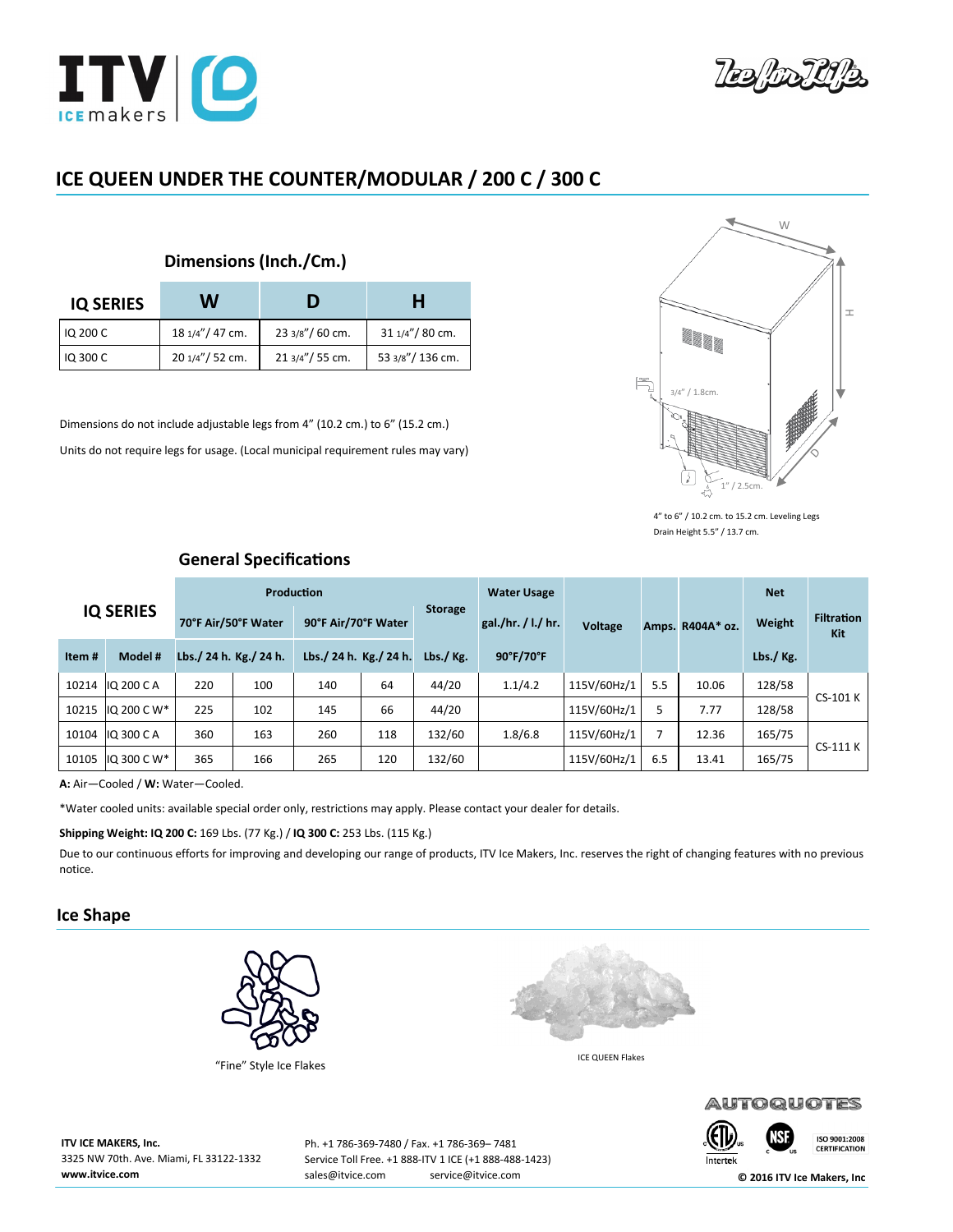# ICE QUEEN UNDER THE COUNTER/MODULAR / 200 C / 300 C

## Dimensions (Inch./Cm.)

| IQ SERIES | W | D | H |
|---|---|---|---|
| IQ 200 C | 18 1/4"/ 47 cm. | 23 3/8"/ 60 cm. | 31 1/4"/ 80 cm. |
| IQ 300 C | 20 1/4"/ 52 cm. | 21 3/4"/ 55 cm. | 53 3/8"/ 136 cm. |

Dimensions do not include adjustable legs from 4" (10.2 cm.) to 6" (15.2 cm.)

Units do not require legs for usage. (Local municipal requirement rules may vary)

W

H

D

3/4" / 1.8cm.

1" / 2.5cm.

4" to 6" / 10.2 cm. to 15.2 cm. Leveling Legs

Drain Height 5.5" / 13.7 cm.

## General Specifications

| IQ SERIES | | Production | | | | Storage | Water Usage | Voltage | Amps. | R404A* oz. | Net Weight | Filtration Kit |
|---|---|---|---|---|---|---|---|---|---|---|---|---|
| | | 70°F Air/50°F Water | | 90°F Air/70°F Water | | | gal./hr. / l./ hr. | | | | | |
| Item # | Model # | Lbs./ 24 h. | Kg./ 24 h. | Lbs./ 24 h. | Kg./ 24 h. | Lbs./ Kg. | 90°F/70°F | | | | Lbs./ Kg. | |
| 10214 | IQ 200 C A | 220 | 100 | 140 | 64 | 44/20 | 1.1/4.2 | 115V/60Hz/1 | 5.5 | 10.06 | 128/58 | CS-101 K |
| 10215 | IQ 200 C W* | 225 | 102 | 145 | 66 | 44/20 | | 115V/60Hz/1 | 5 | 7.77 | 128/58 | |
| 10104 | IQ 300 C A | 360 | 163 | 260 | 118 | 132/60 | 1.8/6.8 | 115V/60Hz/1 | 7 | 12.36 | 165/75 | CS-111 K |
| 10105 | IQ 300 C W* | 365 | 166 | 265 | 120 | 132/60 | | 115V/60Hz/1 | 6.5 | 13.41 | 165/75 | |

**A:** Air—Cooled / **W:** Water—Cooled.

*Water cooled units: available special order only, restrictions may apply. Please contact your dealer for details.

**Shipping Weight: IQ 200 C:** 169 Lbs. (77 Kg.) / **IQ 300 C:** 253 Lbs. (115 Kg.)

Due to our continuous efforts for improving and developing our range of products, ITV Ice Makers, Inc. reserves the right of changing features with no previous notice.

## Ice Shape

"Fine" Style Ice Flakes

ICE QUEEN Flakes

**ITV ICE MAKERS, Inc.**
3325 NW 70th. Ave. Miami, FL 33122-1332
**www.itvice.com**

Ph. +1 786-369-7480 / Fax. +1 786-369– 7481
Service Toll Free. +1 888-ITV 1 ICE (+1 888-488-1423)
sales@itvice.com service@itvice.com

ISO 9001:2008 CERTIFICATION

**© 2016 ITV Ice Makers, Inc**